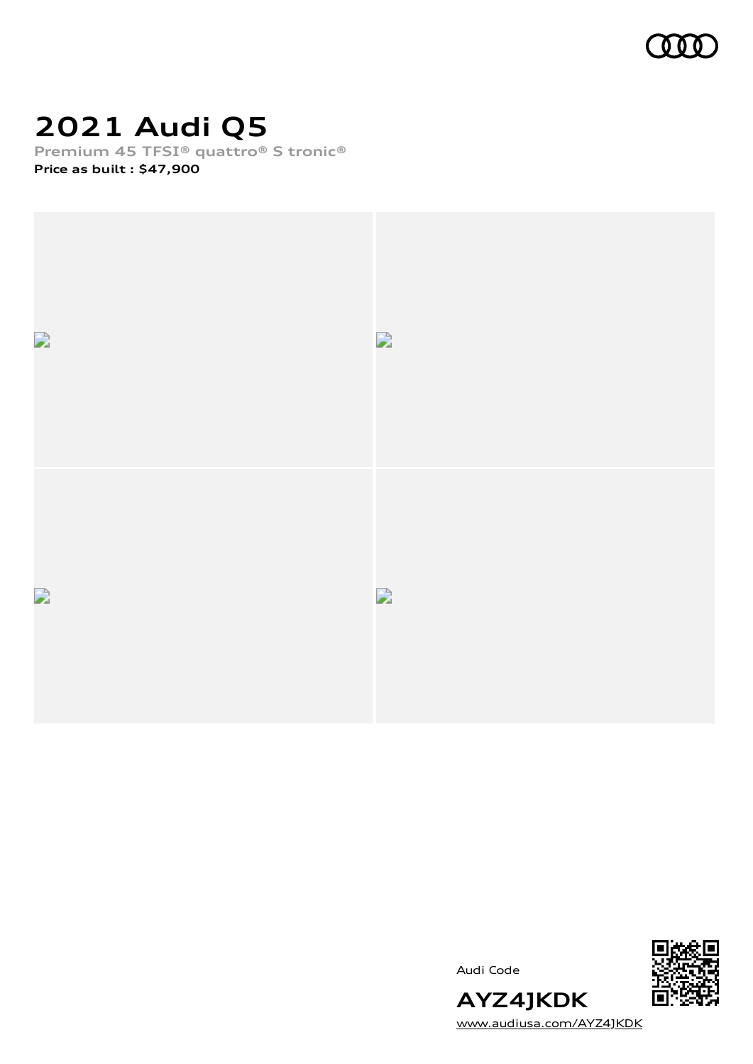# 2021 Audi Q5

**Premium 45 TFSI® quattro® S tronic®**

**Price as built : $47,900**

Audi Code

**AYZ4JKDK**

www.audiusa.com/AYZ4JKDK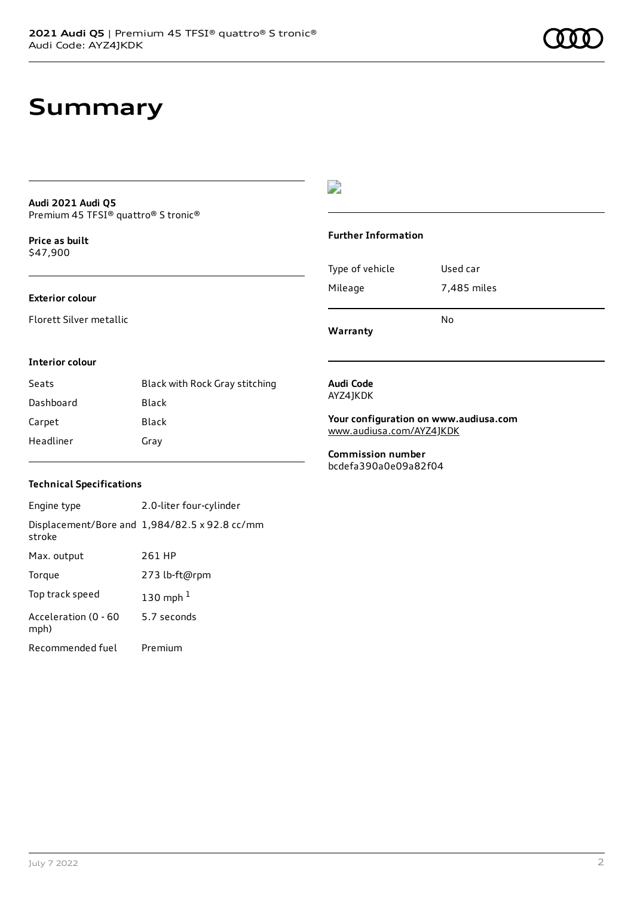# Summary

**Audi 2021 Audi Q5**
Premium 45 TFSI® quattro® S tronic®

**Price as built**
$47,900

### Exterior colour

Florett Silver metallic

### Interior colour

| | |
|---|---|
| Seats | Black with Rock Gray stitching |
| Dashboard | Black |
| Carpet | Black |
| Headliner | Gray |

### Technical Specifications

| | |
|---|---|
| Engine type | 2.0-liter four-cylinder |
| Displacement/Bore and stroke | 1,984/82.5 x 92.8 cc/mm |
| Max. output | 261 HP |
| Torque | 273 lb-ft@rpm |
| Top track speed | 130 mph [1] |
| Acceleration (0 - 60 mph) | 5.7 seconds |
| Recommended fuel | Premium |

### Further Information

| | |
|---|---|
| Type of vehicle | Used car |
| Mileage | 7,485 miles |
| Warranty | No |

**Audi Code**
AYZ4JKDK

**Your configuration on www.audiusa.com**
www.audiusa.com/AYZ4JKDK

**Commission number**
bcdefa390a0e09a82f04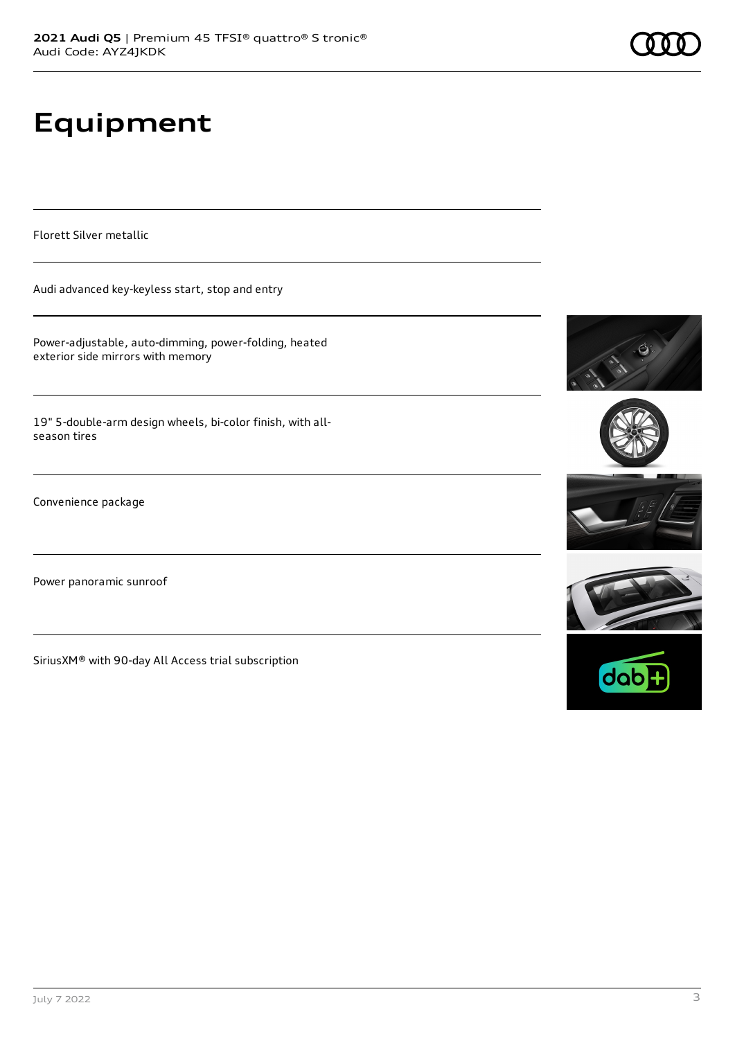# Equipment

Florett Silver metallic

Audi advanced key-keyless start, stop and entry

Power-adjustable, auto-dimming, power-folding, heated exterior side mirrors with memory

19" 5-double-arm design wheels, bi-color finish, with all-season tires

Convenience package

Power panoramic sunroof

SiriusXM® with 90-day All Access trial subscription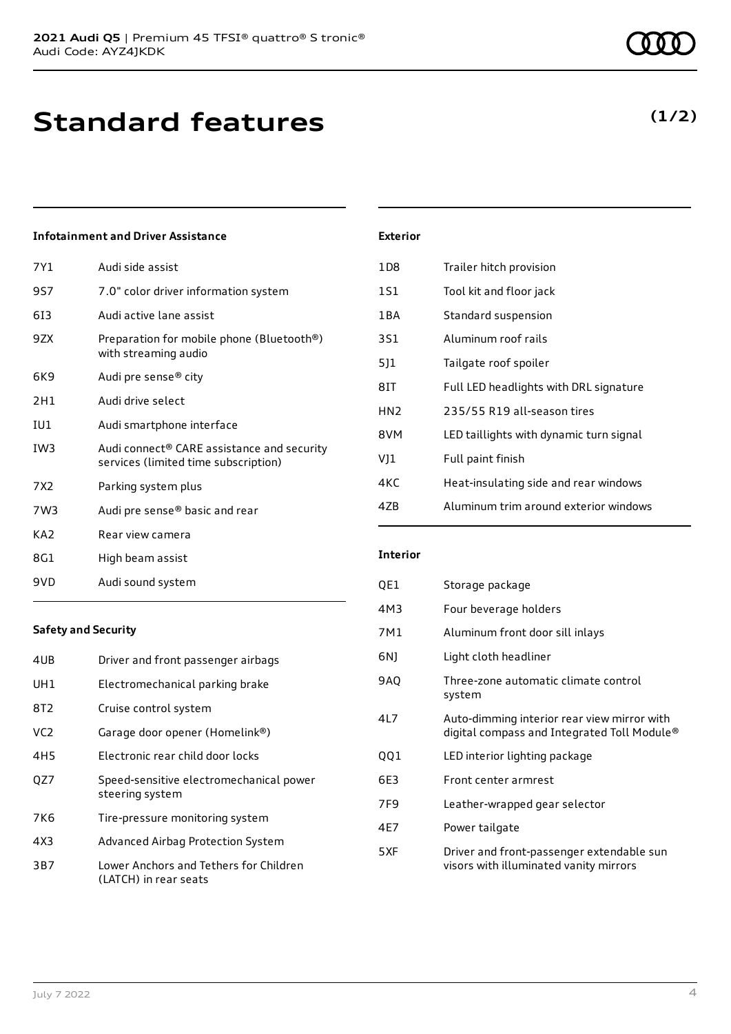# Standard features

**(1/2)**

### Infotainment and Driver Assistance

| | |
|---|---|
| 7Y1 | Audi side assist |
| 9S7 | 7.0" color driver information system |
| 6I3 | Audi active lane assist |
| 9ZX | Preparation for mobile phone (Bluetooth®) with streaming audio |
| 6K9 | Audi pre sense® city |
| 2H1 | Audi drive select |
| IU1 | Audi smartphone interface |
| IW3 | Audi connect® CARE assistance and security services (limited time subscription) |
| 7X2 | Parking system plus |
| 7W3 | Audi pre sense® basic and rear |
| KA2 | Rear view camera |
| 8G1 | High beam assist |
| 9VD | Audi sound system |

### Safety and Security

| | |
|---|---|
| 4UB | Driver and front passenger airbags |
| UH1 | Electromechanical parking brake |
| 8T2 | Cruise control system |
| VC2 | Garage door opener (Homelink®) |
| 4H5 | Electronic rear child door locks |
| QZ7 | Speed-sensitive electromechanical power steering system |
| 7K6 | Tire-pressure monitoring system |
| 4X3 | Advanced Airbag Protection System |
| 3B7 | Lower Anchors and Tethers for Children (LATCH) in rear seats |

### Exterior

| | |
|---|---|
| 1D8 | Trailer hitch provision |
| 1S1 | Tool kit and floor jack |
| 1BA | Standard suspension |
| 3S1 | Aluminum roof rails |
| 5J1 | Tailgate roof spoiler |
| 8IT | Full LED headlights with DRL signature |
| HN2 | 235/55 R19 all-season tires |
| 8VM | LED taillights with dynamic turn signal |
| VJ1 | Full paint finish |
| 4KC | Heat-insulating side and rear windows |
| 4ZB | Aluminum trim around exterior windows |

### Interior

| | |
|---|---|
| QE1 | Storage package |
| 4M3 | Four beverage holders |
| 7M1 | Aluminum front door sill inlays |
| 6NJ | Light cloth headliner |
| 9AQ | Three-zone automatic climate control system |
| 4L7 | Auto-dimming interior rear view mirror with digital compass and Integrated Toll Module® |
| QQ1 | LED interior lighting package |
| 6E3 | Front center armrest |
| 7F9 | Leather-wrapped gear selector |
| 4E7 | Power tailgate |
| 5XF | Driver and front-passenger extendable sun visors with illuminated vanity mirrors |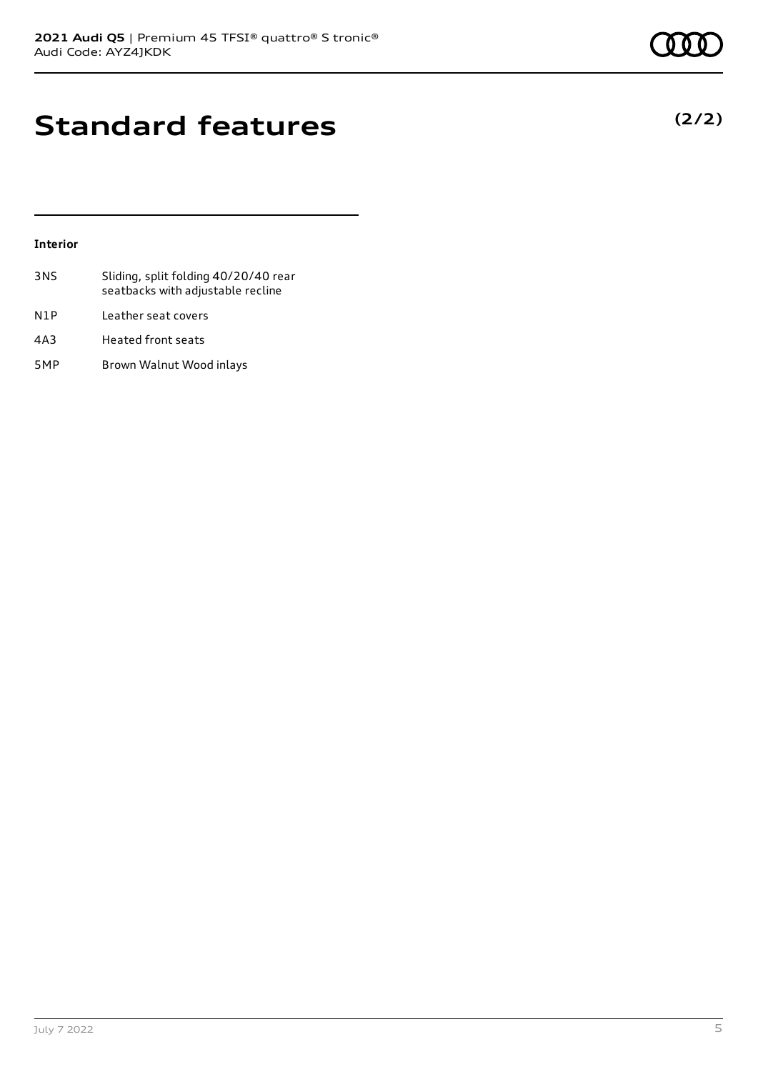# Standard features

**(2/2)**

### Interior

| | |
|---|---|
| 3NS | Sliding, split folding 40/20/40 rear seatbacks with adjustable recline |
| N1P | Leather seat covers |
| 4A3 | Heated front seats |
| 5MP | Brown Walnut Wood inlays |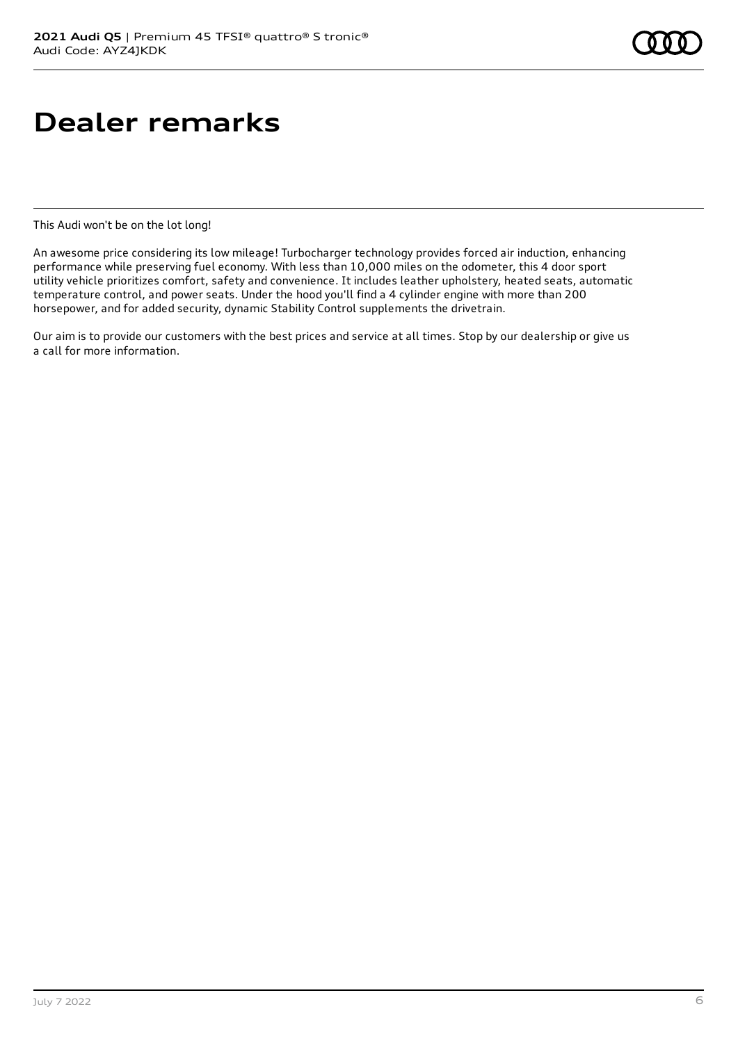# Dealer remarks

This Audi won't be on the lot long!

An awesome price considering its low mileage! Turbocharger technology provides forced air induction, enhancing performance while preserving fuel economy. With less than 10,000 miles on the odometer, this 4 door sport utility vehicle prioritizes comfort, safety and convenience. It includes leather upholstery, heated seats, automatic temperature control, and power seats. Under the hood you'll find a 4 cylinder engine with more than 200 horsepower, and for added security, dynamic Stability Control supplements the drivetrain.

Our aim is to provide our customers with the best prices and service at all times. Stop by our dealership or give us a call for more information.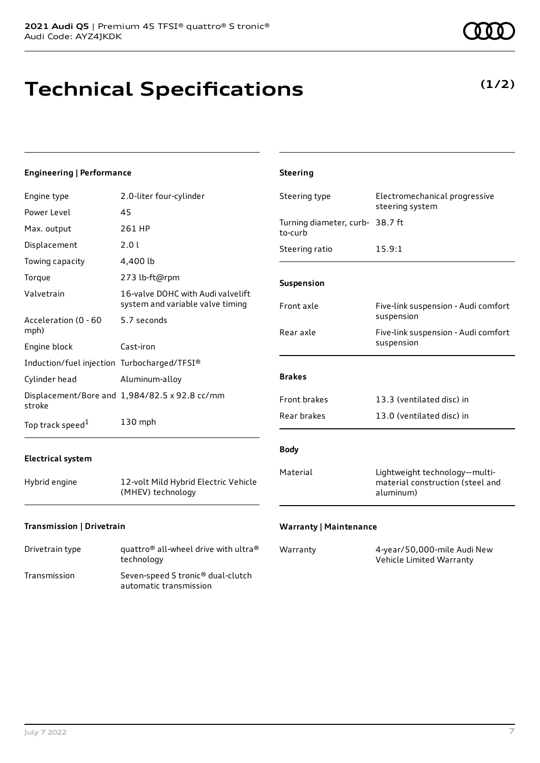**2021 Audi Q5** | Premium 45 TFSI® quattro® S tronic®
Audi Code: AYZ4JKDK

# Technical Specifications

**(1/2)**

### Engineering | Performance

| | |
|---|---|
| Engine type | 2.0-liter four-cylinder |
| Power Level | 45 |
| Max. output | 261 HP |
| Displacement | 2.0 l |
| Towing capacity | 4,400 lb |
| Torque | 273 lb-ft@rpm |
| Valvetrain | 16-valve DOHC with Audi valvelift system and variable valve timing |
| Acceleration (0 - 60 mph) | 5.7 seconds |
| Engine block | Cast-iron |
| Induction/fuel injection | Turbocharged/TFSI® |
| Cylinder head | Aluminum-alloy |
| Displacement/Bore and stroke | 1,984/82.5 x 92.8 cc/mm |
| Top track speed[1] | 130 mph |

### Electrical system

| | |
|---|---|
| Hybrid engine | 12-volt Mild Hybrid Electric Vehicle (MHEV) technology |

### Transmission | Drivetrain

| | |
|---|---|
| Drivetrain type | quattro® all-wheel drive with ultra® technology |
| Transmission | Seven-speed S tronic® dual-clutch automatic transmission |

### Steering

| | |
|---|---|
| Steering type | Electromechanical progressive steering system |
| Turning diameter, curb-to-curb | 38.7 ft |
| Steering ratio | 15.9:1 |

### Suspension

| | |
|---|---|
| Front axle | Five-link suspension - Audi comfort suspension |
| Rear axle | Five-link suspension - Audi comfort suspension |

### Brakes

| | |
|---|---|
| Front brakes | 13.3 (ventilated disc) in |
| Rear brakes | 13.0 (ventilated disc) in |

### Body

| | |
|---|---|
| Material | Lightweight technology—multi-material construction (steel and aluminum) |

### Warranty | Maintenance

| | |
|---|---|
| Warranty | 4-year/50,000-mile Audi New Vehicle Limited Warranty |

July 7 2022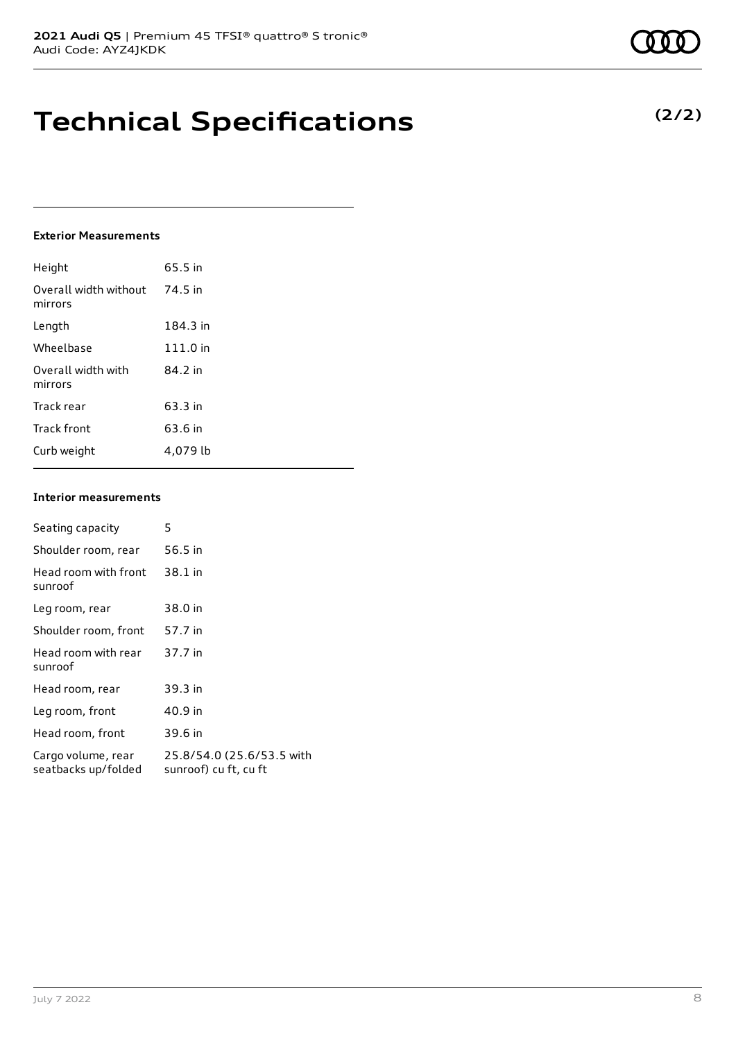# Technical Specifications

**(2/2)**

### Exterior Measurements

| | |
|---|---|
| Height | 65.5 in |
| Overall width without mirrors | 74.5 in |
| Length | 184.3 in |
| Wheelbase | 111.0 in |
| Overall width with mirrors | 84.2 in |
| Track rear | 63.3 in |
| Track front | 63.6 in |
| Curb weight | 4,079 lb |

### Interior measurements

| | |
|---|---|
| Seating capacity | 5 |
| Shoulder room, rear | 56.5 in |
| Head room with front sunroof | 38.1 in |
| Leg room, rear | 38.0 in |
| Shoulder room, front | 57.7 in |
| Head room with rear sunroof | 37.7 in |
| Head room, rear | 39.3 in |
| Leg room, front | 40.9 in |
| Head room, front | 39.6 in |
| Cargo volume, rear seatbacks up/folded | 25.8/54.0 (25.6/53.5 with sunroof) cu ft, cu ft |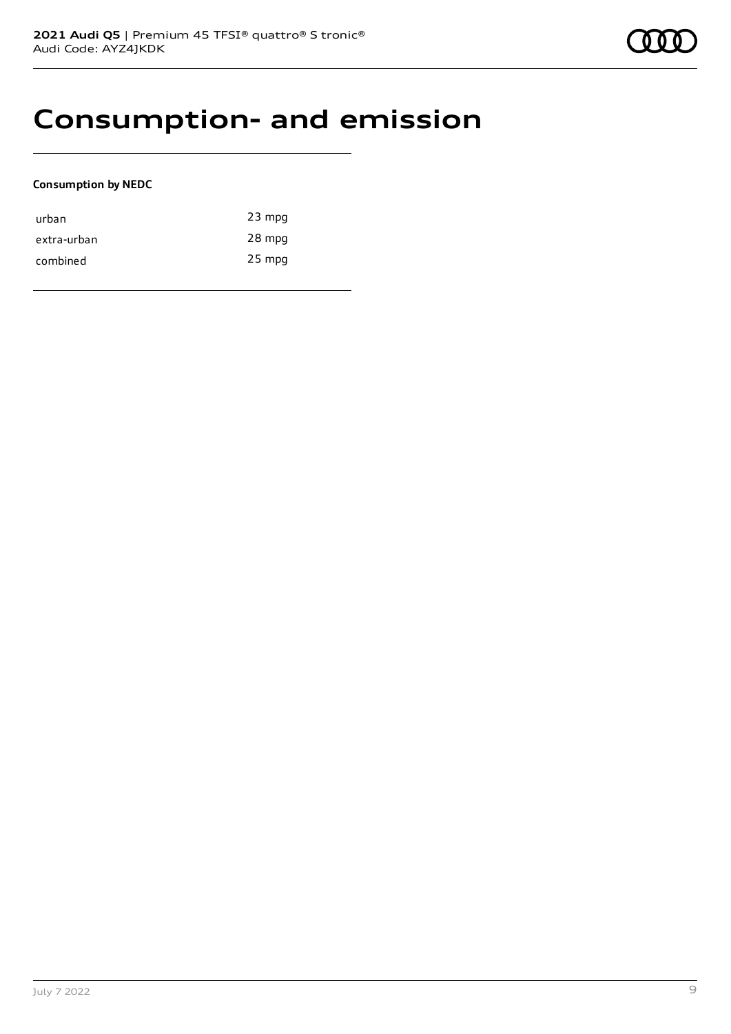# Consumption- and emission

**Consumption by NEDC**

| | |
|---|---|
| urban | 23 mpg |
| extra-urban | 28 mpg |
| combined | 25 mpg |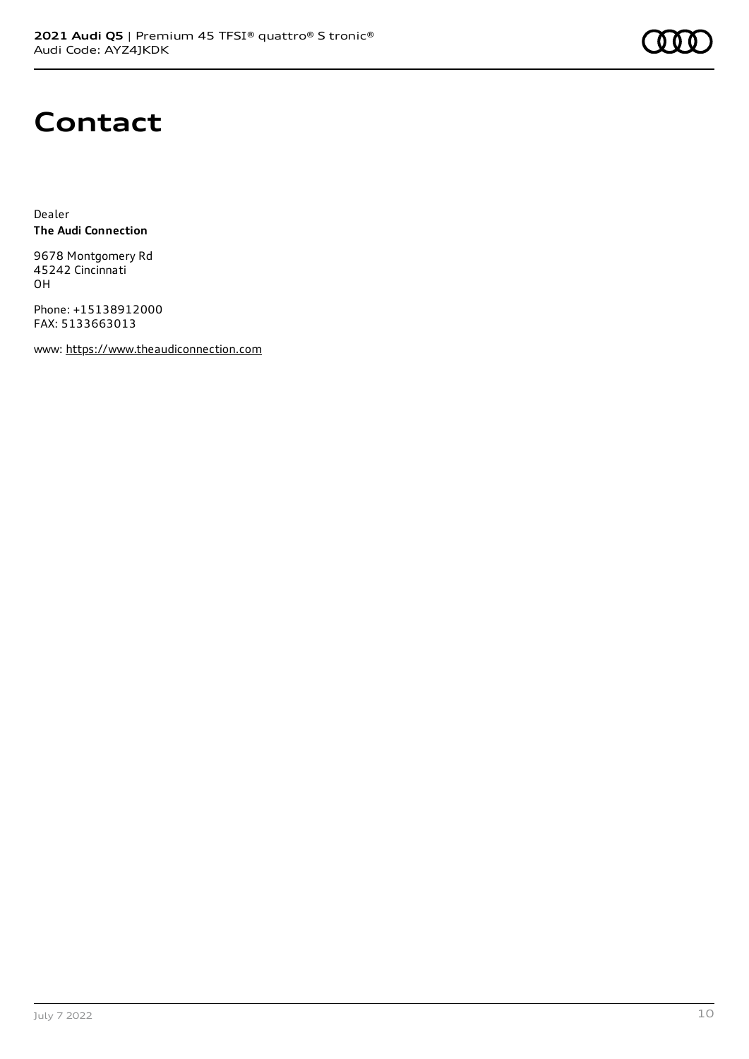# Contact

Dealer
**The Audi Connection**

9678 Montgomery Rd
45242 Cincinnati
OH

Phone: +15138912000
FAX: 5133663013

www: https://www.theaudiconnection.com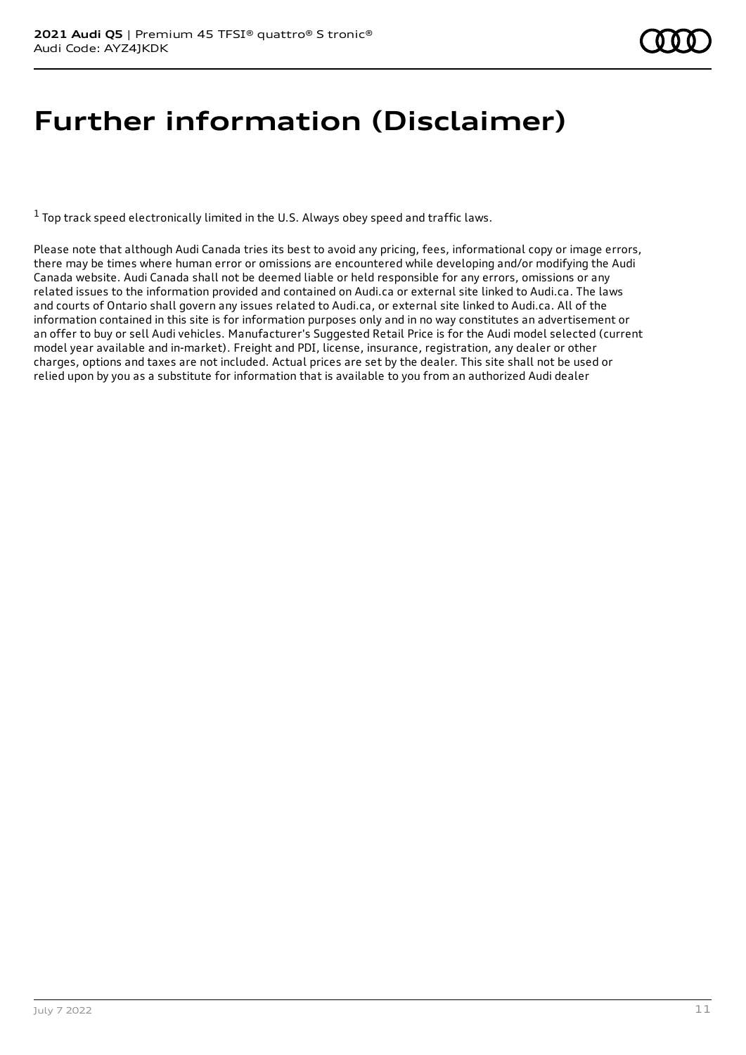# Further information (Disclaimer)

[1] Top track speed electronically limited in the U.S. Always obey speed and traffic laws.

Please note that although Audi Canada tries its best to avoid any pricing, fees, informational copy or image errors, there may be times where human error or omissions are encountered while developing and/or modifying the Audi Canada website. Audi Canada shall not be deemed liable or held responsible for any errors, omissions or any related issues to the information provided and contained on Audi.ca or external site linked to Audi.ca. The laws and courts of Ontario shall govern any issues related to Audi.ca, or external site linked to Audi.ca. All of the information contained in this site is for information purposes only and in no way constitutes an advertisement or an offer to buy or sell Audi vehicles. Manufacturer's Suggested Retail Price is for the Audi model selected (current model year available and in-market). Freight and PDI, license, insurance, registration, any dealer or other charges, options and taxes are not included. Actual prices are set by the dealer. This site shall not be used or relied upon by you as a substitute for information that is available to you from an authorized Audi dealer